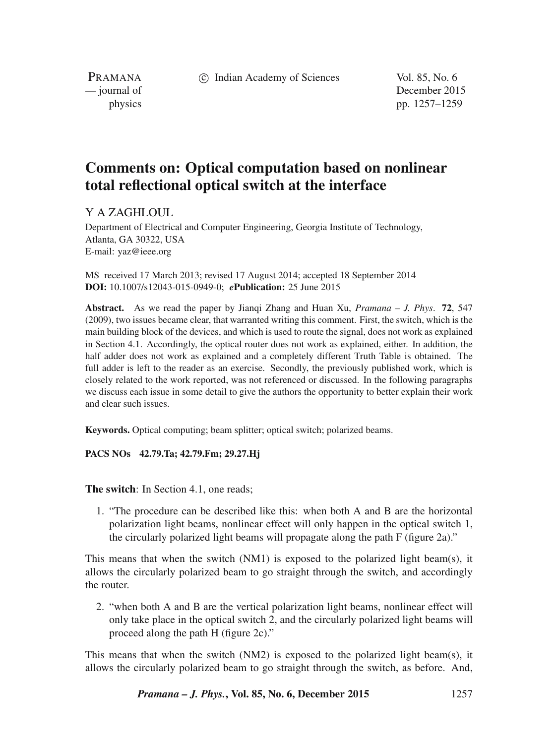# Comments on: Optical computation based on nonlinear total reflectional optical switch at the interface

Y A ZAGHLOUL

Department of Electrical and Computer Engineering, Georgia Institute of Technology, Atlanta, GA 30322, USA
E-mail: yaz@ieee.org

MS received 17 March 2013; revised 17 August 2014; accepted 18 September 2014
**DOI:** 10.1007/s12043-015-0949-0; ***e*Publication:** 25 June 2015

**Abstract.** As we read the paper by Jianqi Zhang and Huan Xu, *Pramana – J. Phys*. **72**, 547 (2009), two issues became clear, that warranted writing this comment. First, the switch, which is the main building block of the devices, and which is used to route the signal, does not work as explained in Section 4.1. Accordingly, the optical router does not work as explained, either. In addition, the half adder does not work as explained and a completely different Truth Table is obtained. The full adder is left to the reader as an exercise. Secondly, the previously published work, which is closely related to the work reported, was not referenced or discussed. In the following paragraphs we discuss each issue in some detail to give the authors the opportunity to better explain their work and clear such issues.

**Keywords.** Optical computing; beam splitter; optical switch; polarized beams.

**PACS NOs** **42.79.Ta; 42.79.Fm; 29.27.Hj**

**The switch**: In Section 4.1, one reads;

1. "The procedure can be described like this: when both A and B are the horizontal polarization light beams, nonlinear effect will only happen in the optical switch 1, the circularly polarized light beams will propagate along the path F (figure 2a)."

This means that when the switch (NM1) is exposed to the polarized light beam(s), it allows the circularly polarized beam to go straight through the switch, and accordingly the router.

2. "when both A and B are the vertical polarization light beams, nonlinear effect will only take place in the optical switch 2, and the circularly polarized light beams will proceed along the path H (figure 2c)."

This means that when the switch (NM2) is exposed to the polarized light beam(s), it allows the circularly polarized beam to go straight through the switch, as before. And,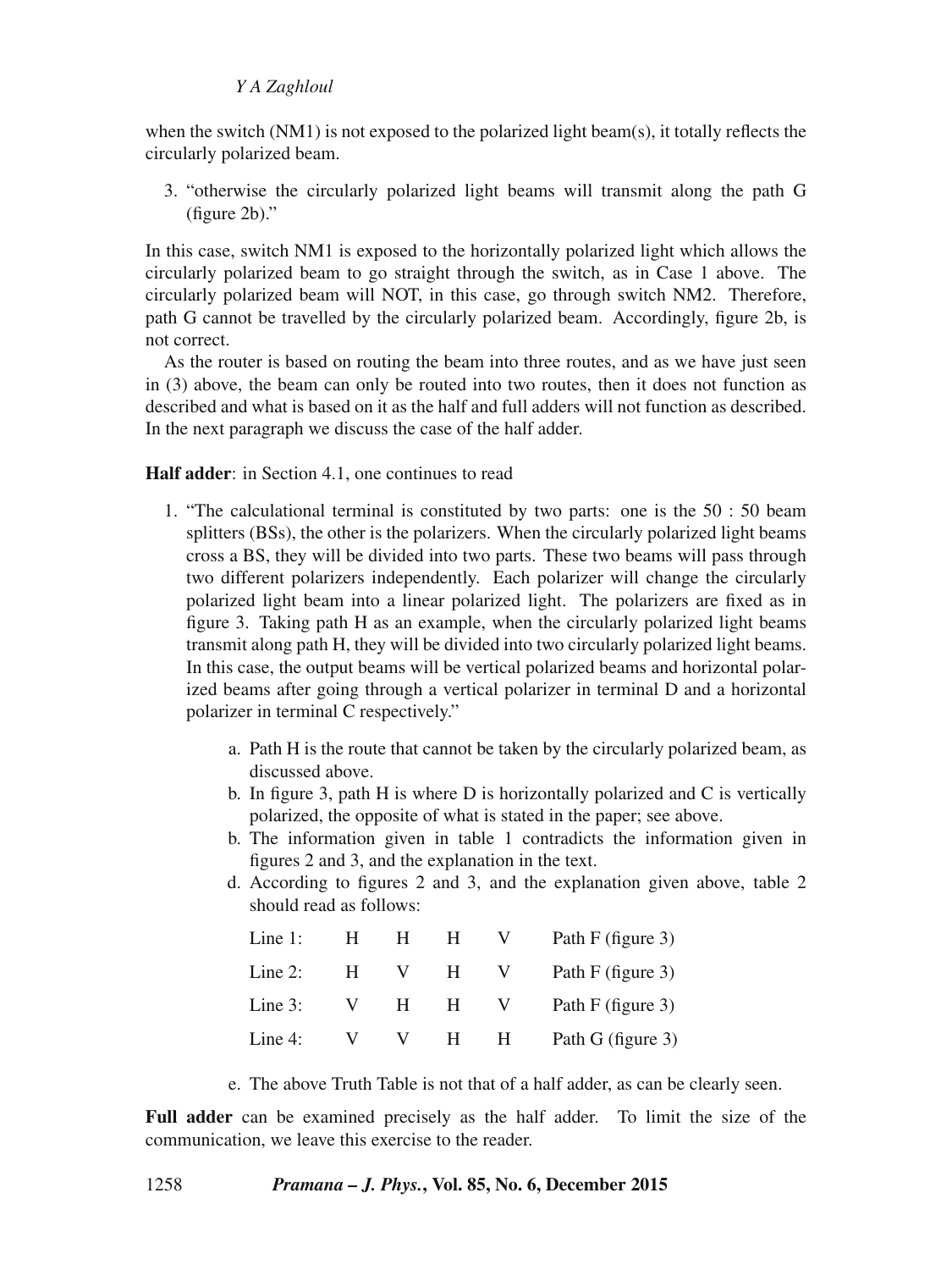when the switch (NM1) is not exposed to the polarized light beam(s), it totally reflects the circularly polarized beam.

3. "otherwise the circularly polarized light beams will transmit along the path G (figure 2b)."

In this case, switch NM1 is exposed to the horizontally polarized light which allows the circularly polarized beam to go straight through the switch, as in Case 1 above. The circularly polarized beam will NOT, in this case, go through switch NM2. Therefore, path G cannot be travelled by the circularly polarized beam. Accordingly, figure 2b, is not correct.

As the router is based on routing the beam into three routes, and as we have just seen in (3) above, the beam can only be routed into two routes, then it does not function as described and what is based on it as the half and full adders will not function as described. In the next paragraph we discuss the case of the half adder.

**Half adder**: in Section 4.1, one continues to read

1. "The calculational terminal is constituted by two parts: one is the 50 : 50 beam splitters (BSs), the other is the polarizers. When the circularly polarized light beams cross a BS, they will be divided into two parts. These two beams will pass through two different polarizers independently. Each polarizer will change the circularly polarized light beam into a linear polarized light. The polarizers are fixed as in figure 3. Taking path H as an example, when the circularly polarized light beams transmit along path H, they will be divided into two circularly polarized light beams. In this case, the output beams will be vertical polarized beams and horizontal polarized beams after going through a vertical polarizer in terminal D and a horizontal polarizer in terminal C respectively."

   a. Path H is the route that cannot be taken by the circularly polarized beam, as discussed above.
   b. In figure 3, path H is where D is horizontally polarized and C is vertically polarized, the opposite of what is stated in the paper; see above.
   b. The information given in table 1 contradicts the information given in figures 2 and 3, and the explanation in the text.
   d. According to figures 2 and 3, and the explanation given above, table 2 should read as follows:

| | | | | | |
|---|---|---|---|---|---|
| Line 1: | H | H | H | V | Path F (figure 3) |
| Line 2: | H | V | H | V | Path F (figure 3) |
| Line 3: | V | H | H | V | Path F (figure 3) |
| Line 4: | V | V | H | H | Path G (figure 3) |

   e. The above Truth Table is not that of a half adder, as can be clearly seen.

**Full adder** can be examined precisely as the half adder. To limit the size of the communication, we leave this exercise to the reader.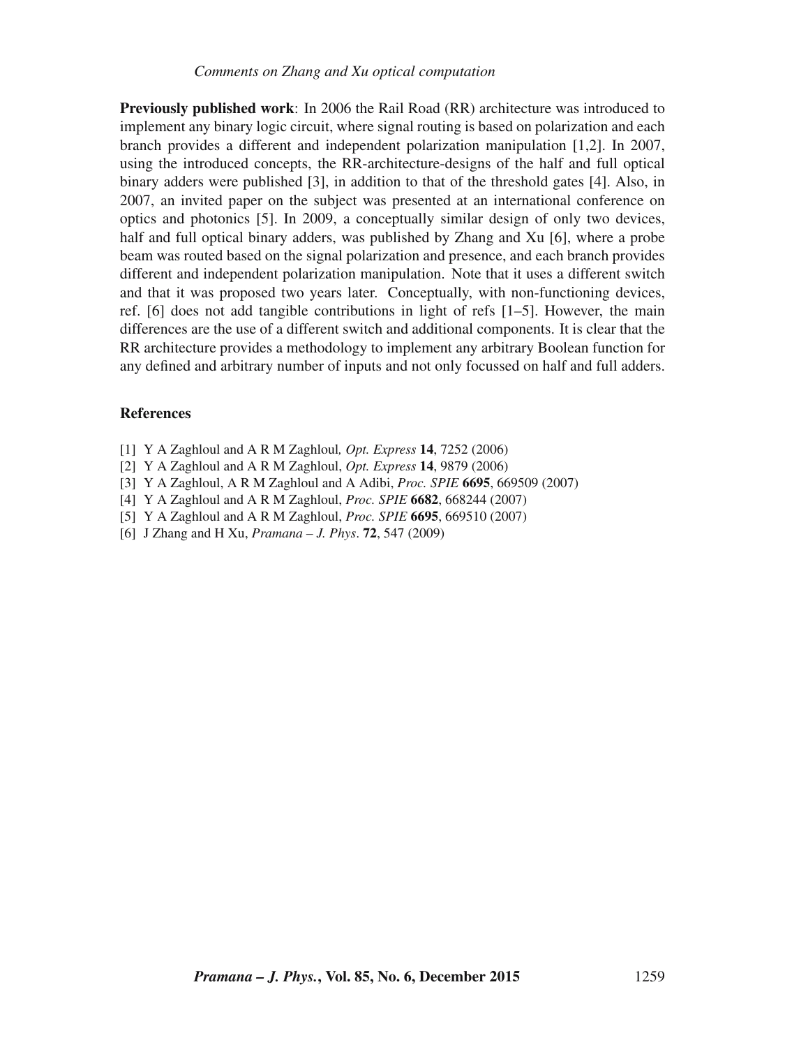**Previously published work**: In 2006 the Rail Road (RR) architecture was introduced to implement any binary logic circuit, where signal routing is based on polarization and each branch provides a different and independent polarization manipulation [1,2]. In 2007, using the introduced concepts, the RR-architecture-designs of the half and full optical binary adders were published [3], in addition to that of the threshold gates [4]. Also, in 2007, an invited paper on the subject was presented at an international conference on optics and photonics [5]. In 2009, a conceptually similar design of only two devices, half and full optical binary adders, was published by Zhang and Xu [6], where a probe beam was routed based on the signal polarization and presence, and each branch provides different and independent polarization manipulation. Note that it uses a different switch and that it was proposed two years later. Conceptually, with non-functioning devices, ref. [6] does not add tangible contributions in light of refs [1–5]. However, the main differences are the use of a different switch and additional components. It is clear that the RR architecture provides a methodology to implement any arbitrary Boolean function for any defined and arbitrary number of inputs and not only focussed on half and full adders.

## References

[1] Y A Zaghloul and A R M Zaghloul, *Opt. Express* **14**, 7252 (2006)
[2] Y A Zaghloul and A R M Zaghloul, *Opt. Express* **14**, 9879 (2006)
[3] Y A Zaghloul, A R M Zaghloul and A Adibi, *Proc. SPIE* **6695**, 669509 (2007)
[4] Y A Zaghloul and A R M Zaghloul, *Proc. SPIE* **6682**, 668244 (2007)
[5] Y A Zaghloul and A R M Zaghloul, *Proc. SPIE* **6695**, 669510 (2007)
[6] J Zhang and H Xu, *Pramana – J. Phys*. **72**, 547 (2009)